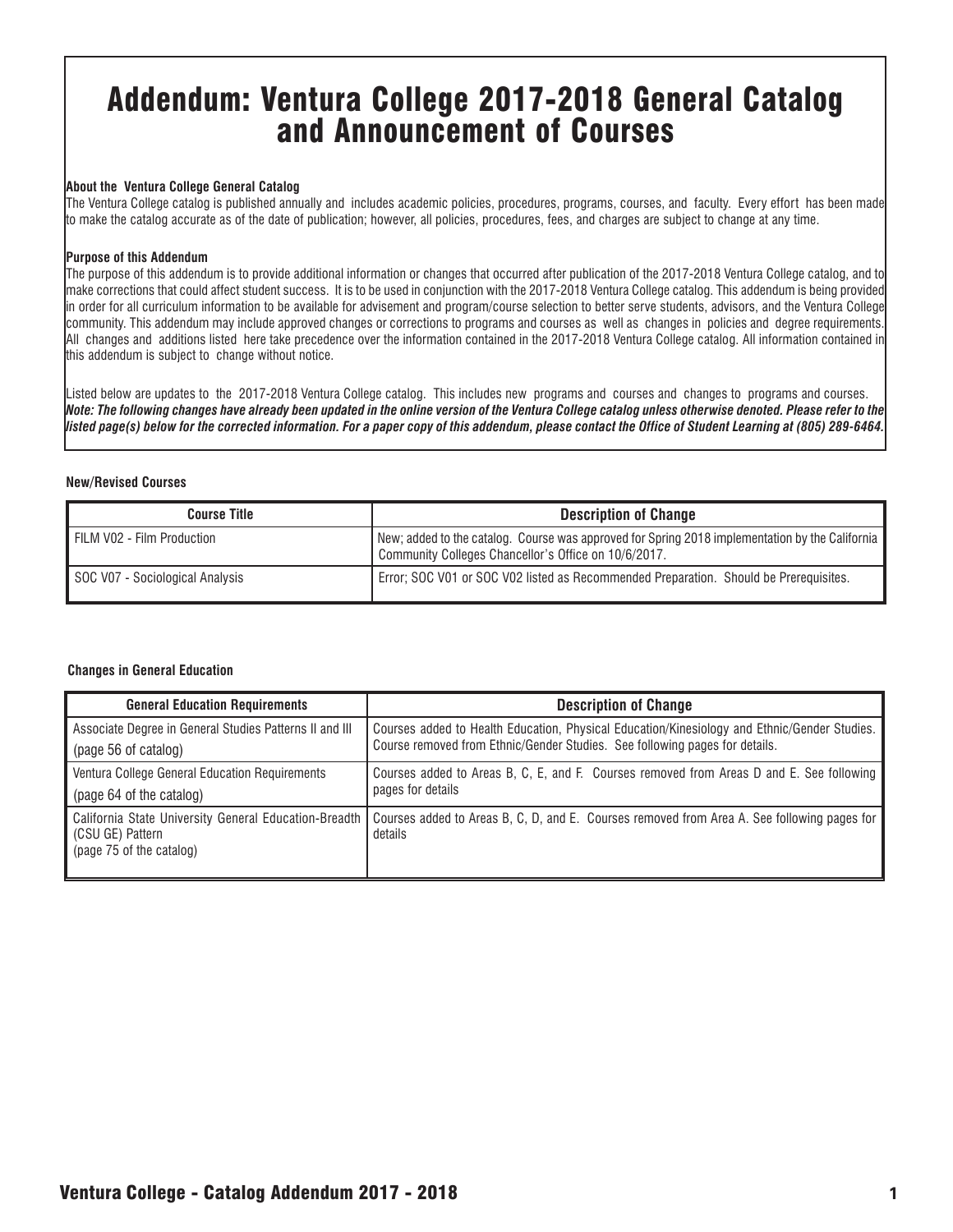# Addendum: Ventura College 2017-2018 General Catalog and Announcement of Courses

**About the Ventura College General Catalog**

The Ventura College catalog is published annually and includes academic policies, procedures, programs, courses, and faculty. Every effort has been made to make the catalog accurate as of the date of publication; however, all policies, procedures, fees, and charges are subject to change at any time.

**Purpose of this Addendum**

The purpose of this addendum is to provide additional information or changes that occurred after publication of the 2017-2018 Ventura College catalog, and to make corrections that could affect student success. It is to be used in conjunction with the 2017-2018 Ventura College catalog. This addendum is being provided in order for all curriculum information to be available for advisement and program/course selection to better serve students, advisors, and the Ventura College community. This addendum may include approved changes or corrections to programs and courses as well as changes in policies and degree requirements. All changes and additions listed here take precedence over the information contained in the 2017-2018 Ventura College catalog. All information contained in this addendum is subject to change without notice.

Listed below are updates to the 2017-2018 Ventura College catalog. This includes new programs and courses and changes to programs and courses. ***Note: The following changes have already been updated in the online version of the Ventura College catalog unless otherwise denoted. Please refer to the listed page(s) below for the corrected information. For a paper copy of this addendum, please contact the Office of Student Learning at (805) 289-6464.***

**New/Revised Courses**

| Course Title | Description of Change |
|---|---|
| FILM V02 - Film Production | New; added to the catalog. Course was approved for Spring 2018 implementation by the California Community Colleges Chancellor's Office on 10/6/2017. |
| SOC V07 - Sociological Analysis | Error; SOC V01 or SOC V02 listed as Recommended Preparation. Should be Prerequisites. |

**Changes in General Education**

| General Education Requirements | Description of Change |
|---|---|
| Associate Degree in General Studies Patterns II and III (page 56 of catalog) | Courses added to Health Education, Physical Education/Kinesiology and Ethnic/Gender Studies. Course removed from Ethnic/Gender Studies. See following pages for details. |
| Ventura College General Education Requirements (page 64 of the catalog) | Courses added to Areas B, C, E, and F. Courses removed from Areas D and E. See following pages for details |
| California State University General Education-Breadth (CSU GE) Pattern (page 75 of the catalog) | Courses added to Areas B, C, D, and E. Courses removed from Area A. See following pages for details |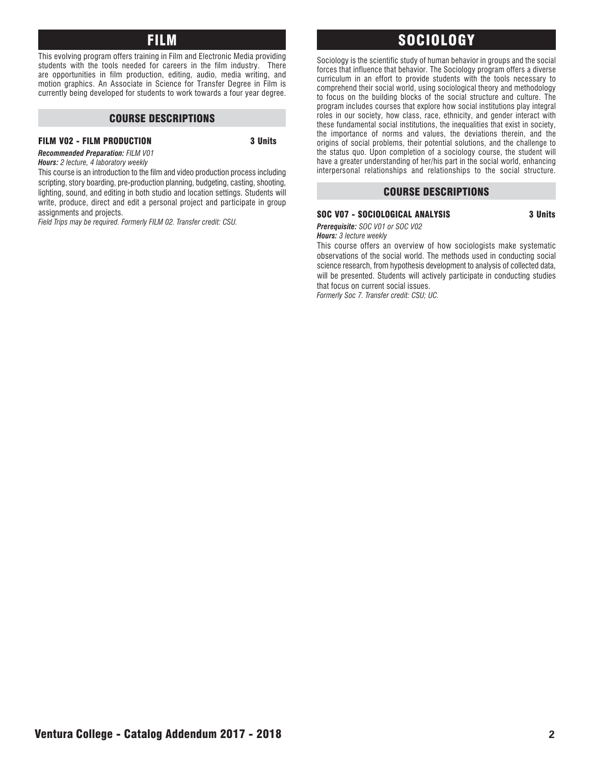# FILM

This evolving program offers training in Film and Electronic Media providing students with the tools needed for careers in the film industry. There are opportunities in film production, editing, audio, media writing, and motion graphics. An Associate in Science for Transfer Degree in Film is currently being developed for students to work towards a four year degree.

## COURSE DESCRIPTIONS

### FILM V02 - FILM PRODUCTION — 3 Units

***Recommended Preparation:*** *FILM V01*
***Hours:*** *2 lecture, 4 laboratory weekly*

This course is an introduction to the film and video production process including scripting, story boarding, pre-production planning, budgeting, casting, shooting, lighting, sound, and editing in both studio and location settings. Students will write, produce, direct and edit a personal project and participate in group assignments and projects.

*Field Trips may be required. Formerly FILM 02. Transfer credit: CSU.*

# SOCIOLOGY

Sociology is the scientific study of human behavior in groups and the social forces that influence that behavior. The Sociology program offers a diverse curriculum in an effort to provide students with the tools necessary to comprehend their social world, using sociological theory and methodology to focus on the building blocks of the social structure and culture. The program includes courses that explore how social institutions play integral roles in our society, how class, race, ethnicity, and gender interact with these fundamental social institutions, the inequalities that exist in society, the importance of norms and values, the deviations therein, and the origins of social problems, their potential solutions, and the challenge to the status quo. Upon completion of a sociology course, the student will have a greater understanding of her/his part in the social world, enhancing interpersonal relationships and relationships to the social structure.

## COURSE DESCRIPTIONS

### SOC V07 - SOCIOLOGICAL ANALYSIS — 3 Units

***Prerequisite:*** *SOC V01 or SOC V02*
***Hours:*** *3 lecture weekly*

This course offers an overview of how sociologists make systematic observations of the social world. The methods used in conducting social science research, from hypothesis development to analysis of collected data, will be presented. Students will actively participate in conducting studies that focus on current social issues.

*Formerly Soc 7. Transfer credit: CSU; UC.*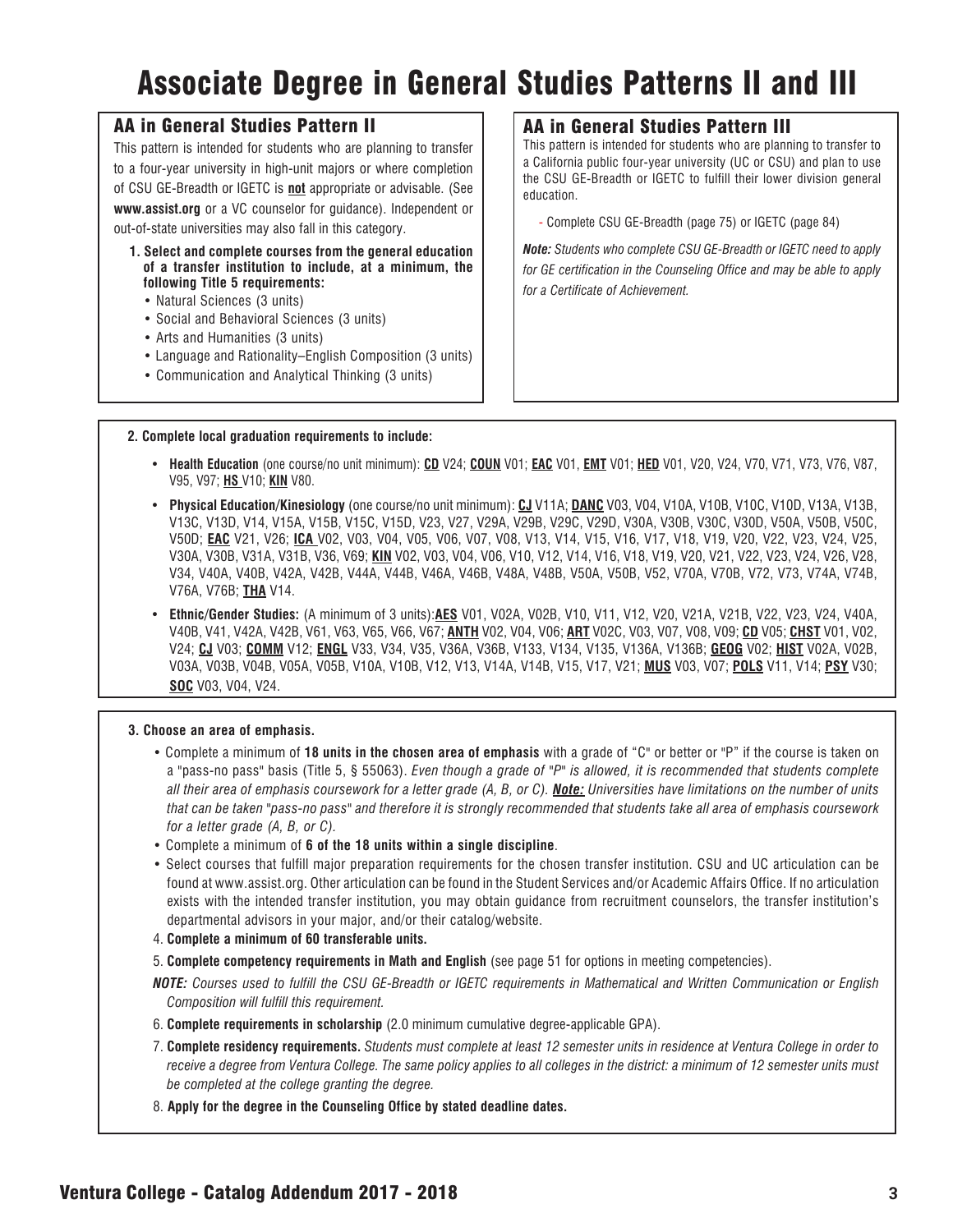# Associate Degree in General Studies Patterns II and III

## AA in General Studies Pattern II

This pattern is intended for students who are planning to transfer to a four-year university in high-unit majors or where completion of CSU GE-Breadth or IGETC is **not** appropriate or advisable. (See **www.assist.org** or a VC counselor for guidance). Independent or out-of-state universities may also fall in this category.

1. **Select and complete courses from the general education of a transfer institution to include, at a minimum, the following Title 5 requirements:**
   - Natural Sciences (3 units)
   - Social and Behavioral Sciences (3 units)
   - Arts and Humanities (3 units)
   - Language and Rationality–English Composition (3 units)
   - Communication and Analytical Thinking (3 units)

## AA in General Studies Pattern III

This pattern is intended for students who are planning to transfer to a California public four-year university (UC or CSU) and plan to use the CSU GE-Breadth or IGETC to fulfill their lower division general education.

- Complete CSU GE-Breadth (page 75) or IGETC (page 84)

***Note:*** *Students who complete CSU GE-Breadth or IGETC need to apply for GE certification in the Counseling Office and may be able to apply for a Certificate of Achievement.*

**2. Complete local graduation requirements to include:**

- **Health Education** (one course/no unit minimum): **CD** V24; **COUN** V01; **EAC** V01, **EMT** V01; **HED** V01, V20, V24, V70, V71, V73, V76, V87, V95, V97; **HS** V10; **KIN** V80.
- **Physical Education/Kinesiology** (one course/no unit minimum): **CJ** V11A; **DANC** V03, V04, V10A, V10B, V10C, V10D, V13A, V13B, V13C, V13D, V14, V15A, V15B, V15C, V15D, V23, V27, V29A, V29B, V29C, V29D, V30A, V30B, V30C, V30D, V50A, V50B, V50C, V50D; **EAC** V21, V26; **ICA** V02, V03, V04, V05, V06, V07, V08, V13, V14, V15, V16, V17, V18, V19, V20, V22, V23, V24, V25, V30A, V30B, V31A, V31B, V36, V69; **KIN** V02, V03, V04, V06, V10, V12, V14, V16, V18, V19, V20, V21, V22, V23, V24, V26, V28, V34, V40A, V40B, V42A, V42B, V44A, V44B, V46A, V46B, V48A, V48B, V50A, V50B, V52, V70A, V70B, V72, V73, V74A, V74B, V76A, V76B; **THA** V14.
- **Ethnic/Gender Studies:** (A minimum of 3 units): **AES** V01, V02A, V02B, V10, V11, V12, V20, V21A, V21B, V22, V23, V24, V40A, V40B, V41, V42A, V42B, V61, V63, V65, V66, V67; **ANTH** V02, V04, V06; **ART** V02C, V03, V07, V08, V09; **CD** V05; **CHST** V01, V02, V24; **CJ** V03; **COMM** V12; **ENGL** V33, V34, V35, V36A, V36B, V133, V134, V135, V136A, V136B; **GEOG** V02; **HIST** V02A, V02B, V03A, V03B, V04B, V05A, V05B, V10A, V10B, V12, V13, V14A, V14B, V15, V17, V21; **MUS** V03, V07; **POLS** V11, V14; **PSY** V30; **SOC** V03, V04, V24.

**3. Choose an area of emphasis.**

- Complete a minimum of **18 units in the chosen area of emphasis** with a grade of "C" or better or "P" if the course is taken on a "pass-no pass" basis (Title 5, § 55063). *Even though a grade of "P" is allowed, it is recommended that students complete all their area of emphasis coursework for a letter grade (A, B, or C).* ***Note:*** *Universities have limitations on the number of units that can be taken "pass-no pass" and therefore it is strongly recommended that students take all area of emphasis coursework for a letter grade (A, B, or C).*
- Complete a minimum of **6 of the 18 units within a single discipline**.
- Select courses that fulfill major preparation requirements for the chosen transfer institution. CSU and UC articulation can be found at www.assist.org. Other articulation can be found in the Student Services and/or Academic Affairs Office. If no articulation exists with the intended transfer institution, you may obtain guidance from recruitment counselors, the transfer institution's departmental advisors in your major, and/or their catalog/website.

4. **Complete a minimum of 60 transferable units.**

5. **Complete competency requirements in Math and English** (see page 51 for options in meeting competencies).

***NOTE:*** *Courses used to fulfill the CSU GE-Breadth or IGETC requirements in Mathematical and Written Communication or English Composition will fulfill this requirement.*

6. **Complete requirements in scholarship** (2.0 minimum cumulative degree-applicable GPA).

7. **Complete residency requirements.** *Students must complete at least 12 semester units in residence at Ventura College in order to receive a degree from Ventura College. The same policy applies to all colleges in the district: a minimum of 12 semester units must be completed at the college granting the degree.*

8. **Apply for the degree in the Counseling Office by stated deadline dates.**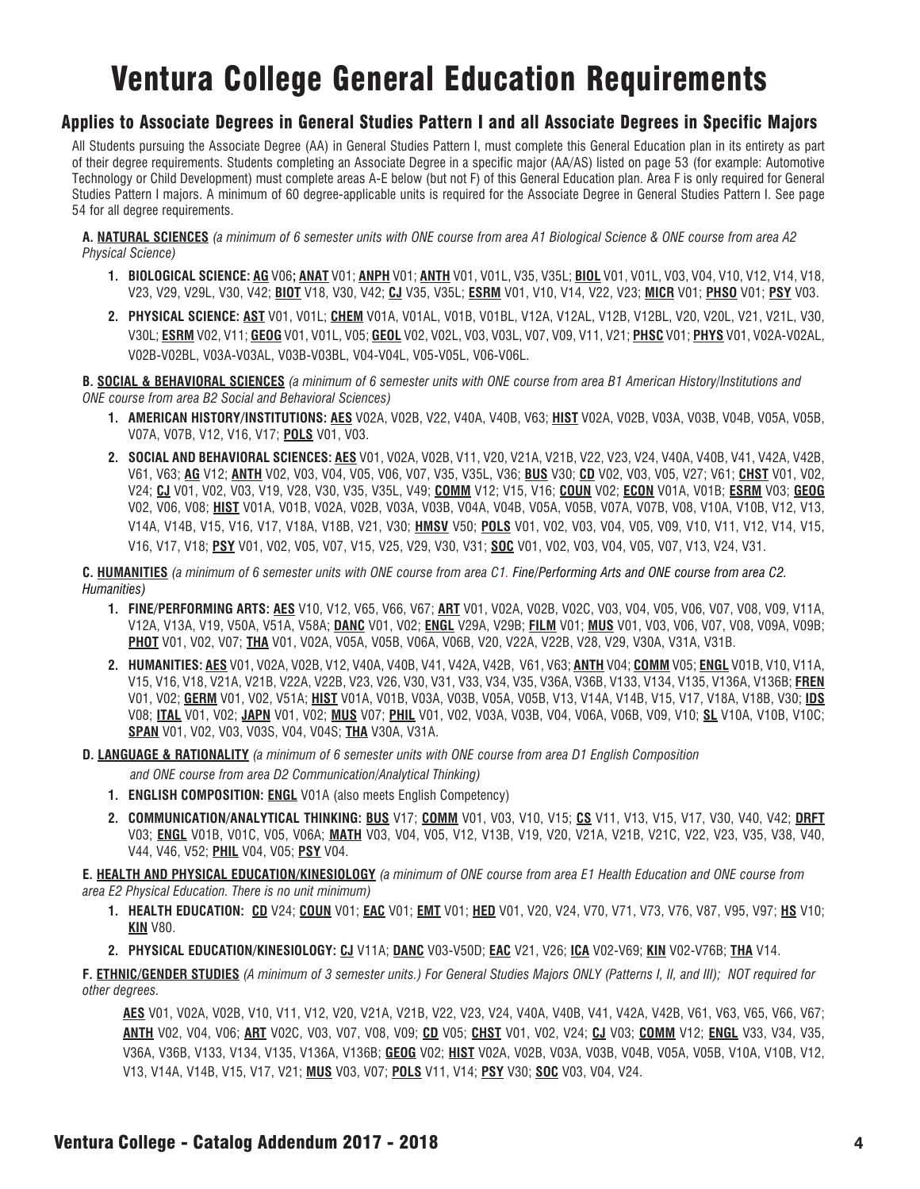# Ventura College General Education Requirements

## Applies to Associate Degrees in General Studies Pattern I and all Associate Degrees in Specific Majors

All Students pursuing the Associate Degree (AA) in General Studies Pattern I, must complete this General Education plan in its entirety as part of their degree requirements. Students completing an Associate Degree in a specific major (AA/AS) listed on page 53 (for example: Automotive Technology or Child Development) must complete areas A-E below (but not F) of this General Education plan. Area F is only required for General Studies Pattern I majors. A minimum of 60 degree-applicable units is required for the Associate Degree in General Studies Pattern I. See page 54 for all degree requirements.

**A. NATURAL SCIENCES** *(a minimum of 6 semester units with ONE course from area A1 Biological Science & ONE course from area A2 Physical Science)*

1. **BIOLOGICAL SCIENCE: AG** V06; **ANAT** V01; **ANPH** V01; **ANTH** V01, V01L, V35, V35L; **BIOL** V01, V01L, V03, V04, V10, V12, V14, V18, V23, V29, V29L, V30, V42; **BIOT** V18, V30, V42; **CJ** V35, V35L; **ESRM** V01, V10, V14, V22, V23; **MICR** V01; **PHSO** V01; **PSY** V03.
2. **PHYSICAL SCIENCE: AST** V01, V01L; **CHEM** V01A, V01AL, V01B, V01BL, V12A, V12AL, V12B, V12BL, V20, V20L, V21, V21L, V30, V30L; **ESRM** V02, V11; **GEOG** V01, V01L, V05; **GEOL** V02, V02L, V03, V03L, V07, V09, V11, V21; **PHSC** V01; **PHYS** V01, V02A-V02AL, V02B-V02BL, V03A-V03AL, V03B-V03BL, V04-V04L, V05-V05L, V06-V06L.

**B. SOCIAL & BEHAVIORAL SCIENCES** *(a minimum of 6 semester units with ONE course from area B1 American History/Institutions and ONE course from area B2 Social and Behavioral Sciences)*

1. **AMERICAN HISTORY/INSTITUTIONS: AES** V02A, V02B, V22, V40A, V40B, V63; **HIST** V02A, V02B, V03A, V03B, V04B, V05A, V05B, V07A, V07B, V12, V16, V17; **POLS** V01, V03.
2. **SOCIAL AND BEHAVIORAL SCIENCES: AES** V01, V02A, V02B, V11, V20, V21A, V21B, V22, V23, V24, V40A, V40B, V41, V42A, V42B, V61, V63; **AG** V12; **ANTH** V02, V03, V04, V05, V06, V07, V35, V35L, V36; **BUS** V30; **CD** V02, V03, V05, V27; V61; **CHST** V01, V02, V24; **CJ** V01, V02, V03, V19, V28, V30, V35, V35L, V49; **COMM** V12; V15, V16; **COUN** V02; **ECON** V01A, V01B; **ESRM** V03; **GEOG** V02, V06, V08; **HIST** V01A, V01B, V02A, V02B, V03A, V03B, V04A, V04B, V05A, V05B, V07A, V07B, V08, V10A, V10B, V12, V13, V14A, V14B, V15, V16, V17, V18A, V18B, V21, V30; **HMSV** V50; **POLS** V01, V02, V03, V04, V05, V09, V10, V11, V12, V14, V15, V16, V17, V18; **PSY** V01, V02, V05, V07, V15, V25, V29, V30, V31; **SOC** V01, V02, V03, V04, V05, V07, V13, V24, V31.

**C. HUMANITIES** *(a minimum of 6 semester units with ONE course from area C1. Fine/Performing Arts and ONE course from area C2. Humanities)*

1. **FINE/PERFORMING ARTS: AES** V10, V12, V65, V66, V67; **ART** V01, V02A, V02B, V02C, V03, V04, V05, V06, V07, V08, V09, V11A, V12A, V13A, V19, V50A, V51A, V58A; **DANC** V01, V02; **ENGL** V29A, V29B; **FILM** V01; **MUS** V01, V03, V06, V07, V08, V09A, V09B; **PHOT** V01, V02, V07; **THA** V01, V02A, V05A, V05B, V06A, V06B, V20, V22A, V22B, V28, V29, V30A, V31A, V31B.
2. **HUMANITIES: AES** V01, V02A, V02B, V12, V40A, V40B, V41, V42A, V42B, V61, V63; **ANTH** V04; **COMM** V05; **ENGL** V01B, V10, V11A, V15, V16, V18, V21A, V21B, V22A, V22B, V23, V26, V30, V31, V33, V34, V35, V36A, V36B, V133, V134, V135, V136A, V136B; **FREN** V01, V02; **GERM** V01, V02, V51A; **HIST** V01A, V01B, V03A, V03B, V05A, V05B, V13, V14A, V14B, V15, V17, V18A, V18B, V30; **IDS** V08; **ITAL** V01, V02; **JAPN** V01, V02; **MUS** V07; **PHIL** V01, V02, V03A, V03B, V04, V06A, V06B, V09, V10; **SL** V10A, V10B, V10C; **SPAN** V01, V02, V03, V03S, V04, V04S; **THA** V30A, V31A.

**D. LANGUAGE & RATIONALITY** *(a minimum of 6 semester units with ONE course from area D1 English Composition and ONE course from area D2 Communication/Analytical Thinking)*

1. **ENGLISH COMPOSITION: ENGL** V01A (also meets English Competency)
2. **COMMUNICATION/ANALYTICAL THINKING: BUS** V17; **COMM** V01, V03, V10, V15; **CS** V11, V13, V15, V17, V30, V40, V42; **DRFT** V03; **ENGL** V01B, V01C, V05, V06A; **MATH** V03, V04, V05, V12, V13B, V19, V20, V21A, V21B, V21C, V22, V23, V35, V38, V40, V44, V46, V52; **PHIL** V04, V05; **PSY** V04.

**E. HEALTH AND PHYSICAL EDUCATION/KINESIOLOGY** *(a minimum of ONE course from area E1 Health Education and ONE course from area E2 Physical Education. There is no unit minimum)*

1. **HEALTH EDUCATION: CD** V24; **COUN** V01; **EAC** V01; **EMT** V01; **HED** V01, V20, V24, V70, V71, V73, V76, V87, V95, V97; **HS** V10; **KIN** V80.
2. **PHYSICAL EDUCATION/KINESIOLOGY: CJ** V11A; **DANC** V03-V50D; **EAC** V21, V26; **ICA** V02-V69; **KIN** V02-V76B; **THA** V14.

**F. ETHNIC/GENDER STUDIES** *(A minimum of 3 semester units.) For General Studies Majors ONLY (Patterns I, II, and III); NOT required for other degrees.*

**AES** V01, V02A, V02B, V10, V11, V12, V20, V21A, V21B, V22, V23, V24, V40A, V40B, V41, V42A, V42B, V61, V63, V65, V66, V67; **ANTH** V02, V04, V06; **ART** V02C, V03, V07, V08, V09; **CD** V05; **CHST** V01, V02, V24; **CJ** V03; **COMM** V12; **ENGL** V33, V34, V35, V36A, V36B, V133, V134, V135, V136A, V136B; **GEOG** V02; **HIST** V02A, V02B, V03A, V03B, V04B, V05A, V05B, V10A, V10B, V12, V13, V14A, V14B, V15, V17, V21; **MUS** V03, V07; **POLS** V11, V14; **PSY** V30; **SOC** V03, V04, V24.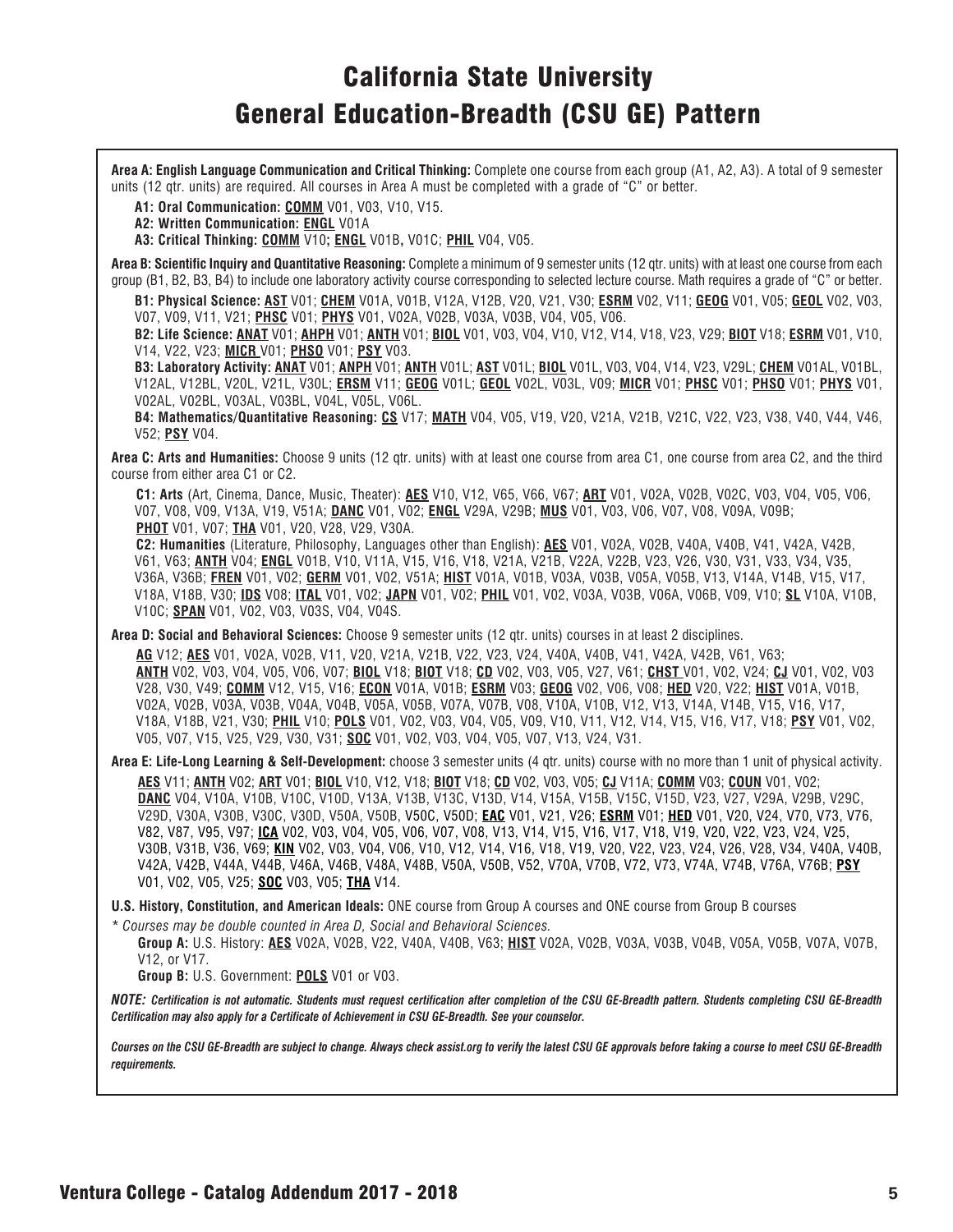# California State University
# General Education-Breadth (CSU GE) Pattern

**Area A: English Language Communication and Critical Thinking:** Complete one course from each group (A1, A2, A3). A total of 9 semester units (12 qtr. units) are required. All courses in Area A must be completed with a grade of "C" or better.

**A1: Oral Communication: COMM** V01, V03, V10, V15.

**A2: Written Communication: ENGL** V01A

**A3: Critical Thinking: COMM** V10**; ENGL** V01B**,** V01C; **PHIL** V04, V05.

**Area B: Scientific Inquiry and Quantitative Reasoning:** Complete a minimum of 9 semester units (12 qtr. units) with at least one course from each group (B1, B2, B3, B4) to include one laboratory activity course corresponding to selected lecture course. Math requires a grade of "C" or better.

**B1: Physical Science: AST** V01; **CHEM** V01A, V01B, V12A, V12B, V20, V21, V30; **ESRM** V02, V11; **GEOG** V01, V05; **GEOL** V02, V03, V07, V09, V11, V21; **PHSC** V01; **PHYS** V01, V02A, V02B, V03A, V03B, V04, V05, V06.

**B2: Life Science: ANAT** V01; **AHPH** V01; **ANTH** V01; **BIOL** V01, V03, V04, V10, V12, V14, V18, V23, V29; **BIOT** V18; **ESRM** V01, V10, V14, V22, V23; **MICR** V01; **PHSO** V01; **PSY** V03.

**B3: Laboratory Activity: ANAT** V01; **ANPH** V01; **ANTH** V01L; **AST** V01L; **BIOL** V01L, V03, V04, V14, V23, V29L; **CHEM** V01AL, V01BL, V12AL, V12BL, V20L, V21L, V30L; **ERSM** V11; **GEOG** V01L; **GEOL** V02L, V03L, V09; **MICR** V01; **PHSC** V01; **PHSO** V01; **PHYS** V01, V02AL, V02BL, V03AL, V03BL, V04L, V05L, V06L.

**B4: Mathematics/Quantitative Reasoning: CS** V17; **MATH** V04, V05, V19, V20, V21A, V21B, V21C, V22, V23, V38, V40, V44, V46, V52; **PSY** V04.

**Area C: Arts and Humanities:** Choose 9 units (12 qtr. units) with at least one course from area C1, one course from area C2, and the third course from either area C1 or C2.

**C1: Arts** (Art, Cinema, Dance, Music, Theater): **AES** V10, V12, V65, V66, V67; **ART** V01, V02A, V02B, V02C, V03, V04, V05, V06, V07, V08, V09, V13A, V19, V51A; **DANC** V01, V02; **ENGL** V29A, V29B; **MUS** V01, V03, V06, V07, V08, V09A, V09B; **PHOT** V01, V07; **THA** V01, V20, V28, V29, V30A.

**C2: Humanities** (Literature, Philosophy, Languages other than English): **AES** V01, V02A, V02B, V40A, V40B, V41, V42A, V42B, V61, V63; **ANTH** V04; **ENGL** V01B, V10, V11A, V15, V16, V18, V21A, V21B, V22A, V22B, V23, V26, V30, V31, V33, V34, V35, V36A, V36B; **FREN** V01, V02; **GERM** V01, V02, V51A; **HIST** V01A, V01B, V03A, V03B, V05A, V05B, V13, V14A, V14B, V15, V17, V18A, V18B, V30; **IDS** V08; **ITAL** V01, V02; **JAPN** V01, V02; **PHIL** V01, V02, V03A, V03B, V06A, V06B, V09, V10; **SL** V10A, V10B, V10C; **SPAN** V01, V02, V03, V03S, V04, V04S.

**Area D: Social and Behavioral Sciences:** Choose 9 semester units (12 qtr. units) courses in at least 2 disciplines.

**AG** V12; **AES** V01, V02A, V02B, V11, V20, V21A, V21B, V22, V23, V24, V40A, V40B, V41, V42A, V42B, V61, V63; **ANTH** V02, V03, V04, V05, V06, V07; **BIOL** V18; **BIOT** V18; **CD** V02, V03, V05, V27, V61; **CHST** V01, V02, V24; **CJ** V01, V02, V03 V28, V30, V49; **COMM** V12, V15, V16; **ECON** V01A, V01B; **ESRM** V03; **GEOG** V02, V06, V08; **HED** V20, V22; **HIST** V01A, V01B, V02A, V02B, V03A, V03B, V04A, V04B, V05A, V05B, V07A, V07B, V08, V10A, V10B, V12, V13, V14A, V14B, V15, V16, V17, V18A, V18B, V21, V30; **PHIL** V10; **POLS** V01, V02, V03, V04, V05, V09, V10, V11, V12, V14, V15, V16, V17, V18; **PSY** V01, V02, V05, V07, V15, V25, V29, V30, V31; **SOC** V01, V02, V03, V04, V05, V07, V13, V24, V31.

**Area E: Life-Long Learning & Self-Development:** choose 3 semester units (4 qtr. units) course with no more than 1 unit of physical activity.

**AES** V11; **ANTH** V02; **ART** V01; **BIOL** V10, V12, V18; **BIOT** V18; **CD** V02, V03, V05; **CJ** V11A; **COMM** V03; **COUN** V01, V02; **DANC** V04, V10A, V10B, V10C, V10D, V13A, V13B, V13C, V13D, V14, V15A, V15B, V15C, V15D, V23, V27, V29A, V29B, V29C, V29D, V30A, V30B, V30C, V30D, V50A, V50B, V50C, V50D; **EAC** V01, V21, V26; **ESRM** V01; **HED** V01, V20, V24, V70, V73, V76, V82, V87, V95, V97; **ICA** V02, V03, V04, V05, V06, V07, V08, V13, V14, V15, V16, V17, V18, V19, V20, V22, V23, V24, V25, V30B, V31B, V36, V69; **KIN** V02, V03, V04, V06, V10, V12, V14, V16, V18, V19, V20, V22, V23, V24, V26, V28, V34, V40A, V40B, V42A, V42B, V44A, V44B, V46A, V46B, V48A, V48B, V50A, V50B, V52, V70A, V70B, V72, V73, V74A, V74B, V76A, V76B; **PSY** V01, V02, V05, V25; **SOC** V03, V05; **THA** V14.

**U.S. History, Constitution, and American Ideals:** ONE course from Group A courses and ONE course from Group B courses

*\* Courses may be double counted in Area D, Social and Behavioral Sciences.*

**Group A:** U.S. History: **AES** V02A, V02B, V22, V40A, V40B, V63; **HIST** V02A, V02B, V03A, V03B, V04B, V05A, V05B, V07A, V07B, V12, or V17.

**Group B:** U.S. Government: **POLS** V01 or V03.

***NOTE:*** ***Certification is not automatic. Students must request certification after completion of the CSU GE-Breadth pattern. Students completing CSU GE-Breadth Certification may also apply for a Certificate of Achievement in CSU GE-Breadth. See your counselor.***

***Courses on the CSU GE-Breadth are subject to change. Always check assist.org to verify the latest CSU GE approvals before taking a course to meet CSU GE-Breadth requirements.***